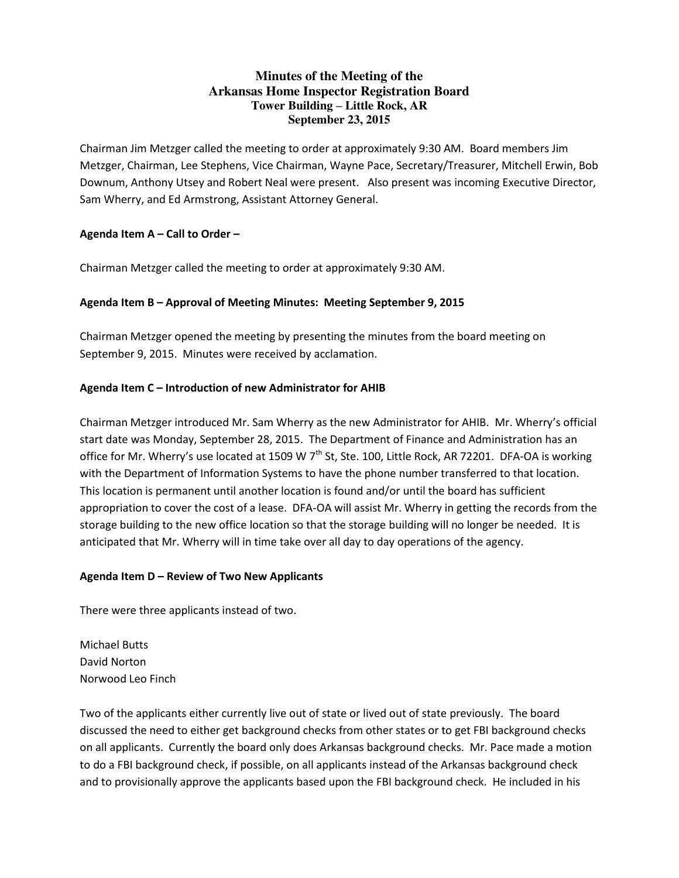# Minutes of the Meeting of the Arkansas Home Inspector Registration Board
## Tower Building – Little Rock, AR
## September 23, 2015

Chairman Jim Metzger called the meeting to order at approximately 9:30 AM. Board members Jim Metzger, Chairman, Lee Stephens, Vice Chairman, Wayne Pace, Secretary/Treasurer, Mitchell Erwin, Bob Downum, Anthony Utsey and Robert Neal were present. Also present was incoming Executive Director, Sam Wherry, and Ed Armstrong, Assistant Attorney General.

**Agenda Item A – Call to Order –**

Chairman Metzger called the meeting to order at approximately 9:30 AM.

**Agenda Item B – Approval of Meeting Minutes: Meeting September 9, 2015**

Chairman Metzger opened the meeting by presenting the minutes from the board meeting on September 9, 2015. Minutes were received by acclamation.

**Agenda Item C – Introduction of new Administrator for AHIB**

Chairman Metzger introduced Mr. Sam Wherry as the new Administrator for AHIB. Mr. Wherry's official start date was Monday, September 28, 2015. The Department of Finance and Administration has an office for Mr. Wherry's use located at 1509 W 7th St, Ste. 100, Little Rock, AR 72201. DFA-OA is working with the Department of Information Systems to have the phone number transferred to that location. This location is permanent until another location is found and/or until the board has sufficient appropriation to cover the cost of a lease. DFA-OA will assist Mr. Wherry in getting the records from the storage building to the new office location so that the storage building will no longer be needed. It is anticipated that Mr. Wherry will in time take over all day to day operations of the agency.

**Agenda Item D – Review of Two New Applicants**

There were three applicants instead of two.

Michael Butts  
David Norton  
Norwood Leo Finch

Two of the applicants either currently live out of state or lived out of state previously. The board discussed the need to either get background checks from other states or to get FBI background checks on all applicants. Currently the board only does Arkansas background checks. Mr. Pace made a motion to do a FBI background check, if possible, on all applicants instead of the Arkansas background check and to provisionally approve the applicants based upon the FBI background check. He included in his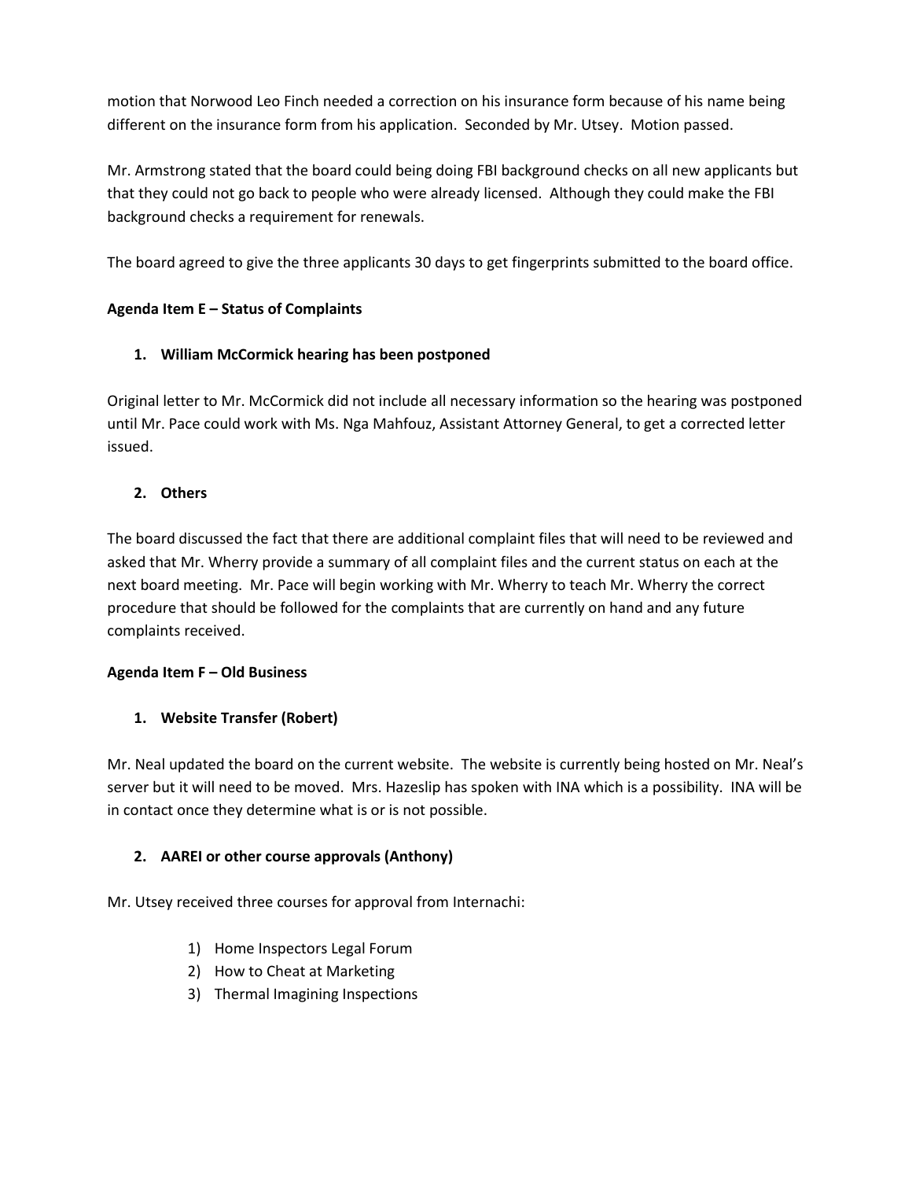motion that Norwood Leo Finch needed a correction on his insurance form because of his name being different on the insurance form from his application. Seconded by Mr. Utsey. Motion passed.

Mr. Armstrong stated that the board could being doing FBI background checks on all new applicants but that they could not go back to people who were already licensed. Although they could make the FBI background checks a requirement for renewals.

The board agreed to give the three applicants 30 days to get fingerprints submitted to the board office.

**Agenda Item E – Status of Complaints**

1. **William McCormick hearing has been postponed**

Original letter to Mr. McCormick did not include all necessary information so the hearing was postponed until Mr. Pace could work with Ms. Nga Mahfouz, Assistant Attorney General, to get a corrected letter issued.

2. **Others**

The board discussed the fact that there are additional complaint files that will need to be reviewed and asked that Mr. Wherry provide a summary of all complaint files and the current status on each at the next board meeting. Mr. Pace will begin working with Mr. Wherry to teach Mr. Wherry the correct procedure that should be followed for the complaints that are currently on hand and any future complaints received.

**Agenda Item F – Old Business**

1. **Website Transfer (Robert)**

Mr. Neal updated the board on the current website. The website is currently being hosted on Mr. Neal's server but it will need to be moved. Mrs. Hazeslip has spoken with INA which is a possibility. INA will be in contact once they determine what is or is not possible.

2. **AAREI or other course approvals (Anthony)**

Mr. Utsey received three courses for approval from Internachi:

1) Home Inspectors Legal Forum
2) How to Cheat at Marketing
3) Thermal Imagining Inspections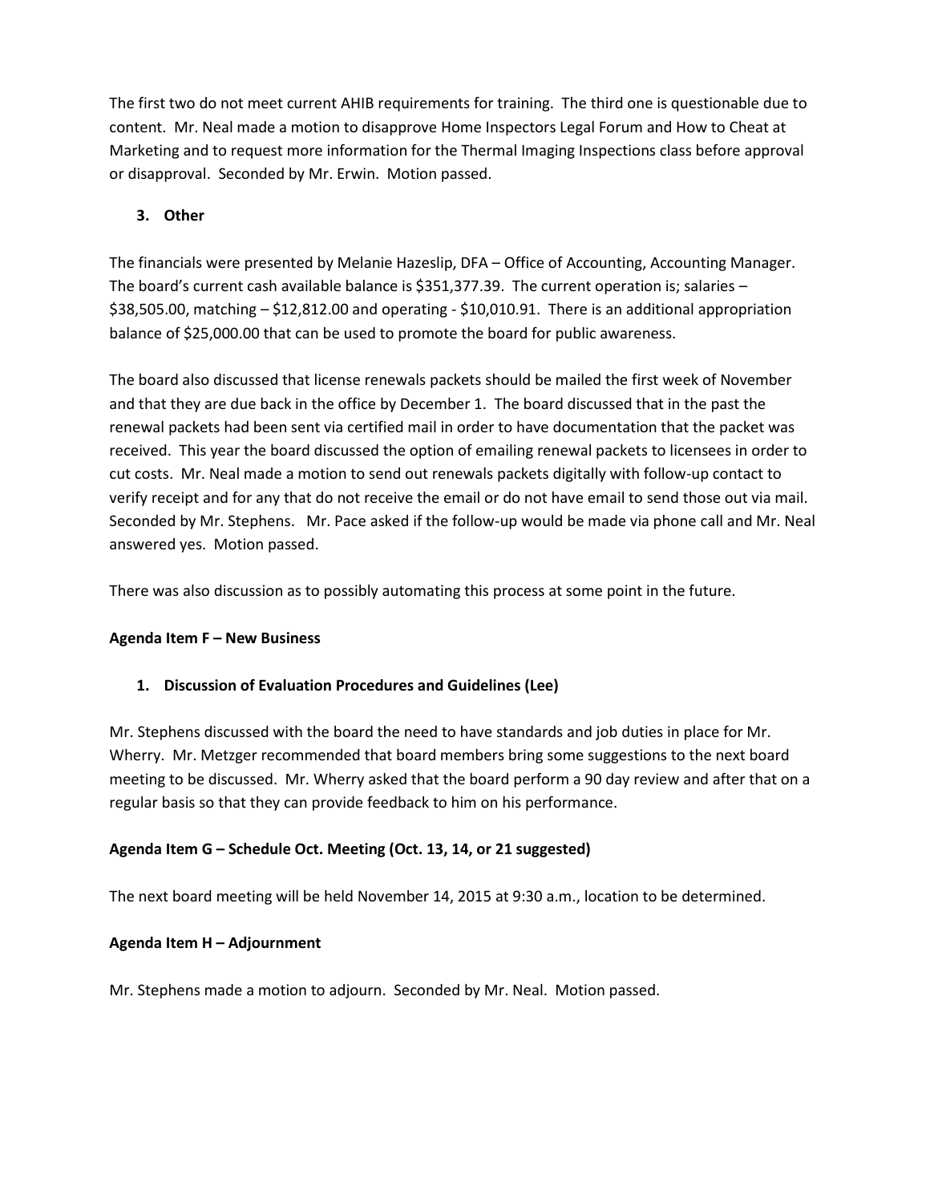The first two do not meet current AHIB requirements for training. The third one is questionable due to content. Mr. Neal made a motion to disapprove Home Inspectors Legal Forum and How to Cheat at Marketing and to request more information for the Thermal Imaging Inspections class before approval or disapproval. Seconded by Mr. Erwin. Motion passed.

3. **Other**

The financials were presented by Melanie Hazeslip, DFA – Office of Accounting, Accounting Manager. The board's current cash available balance is $351,377.39. The current operation is; salaries – $38,505.00, matching – $12,812.00 and operating - $10,010.91. There is an additional appropriation balance of $25,000.00 that can be used to promote the board for public awareness.

The board also discussed that license renewals packets should be mailed the first week of November and that they are due back in the office by December 1. The board discussed that in the past the renewal packets had been sent via certified mail in order to have documentation that the packet was received. This year the board discussed the option of emailing renewal packets to licensees in order to cut costs. Mr. Neal made a motion to send out renewals packets digitally with follow-up contact to verify receipt and for any that do not receive the email or do not have email to send those out via mail. Seconded by Mr. Stephens. Mr. Pace asked if the follow-up would be made via phone call and Mr. Neal answered yes. Motion passed.

There was also discussion as to possibly automating this process at some point in the future.

**Agenda Item F – New Business**

1. **Discussion of Evaluation Procedures and Guidelines (Lee)**

Mr. Stephens discussed with the board the need to have standards and job duties in place for Mr. Wherry. Mr. Metzger recommended that board members bring some suggestions to the next board meeting to be discussed. Mr. Wherry asked that the board perform a 90 day review and after that on a regular basis so that they can provide feedback to him on his performance.

**Agenda Item G – Schedule Oct. Meeting (Oct. 13, 14, or 21 suggested)**

The next board meeting will be held November 14, 2015 at 9:30 a.m., location to be determined.

**Agenda Item H – Adjournment**

Mr. Stephens made a motion to adjourn. Seconded by Mr. Neal. Motion passed.